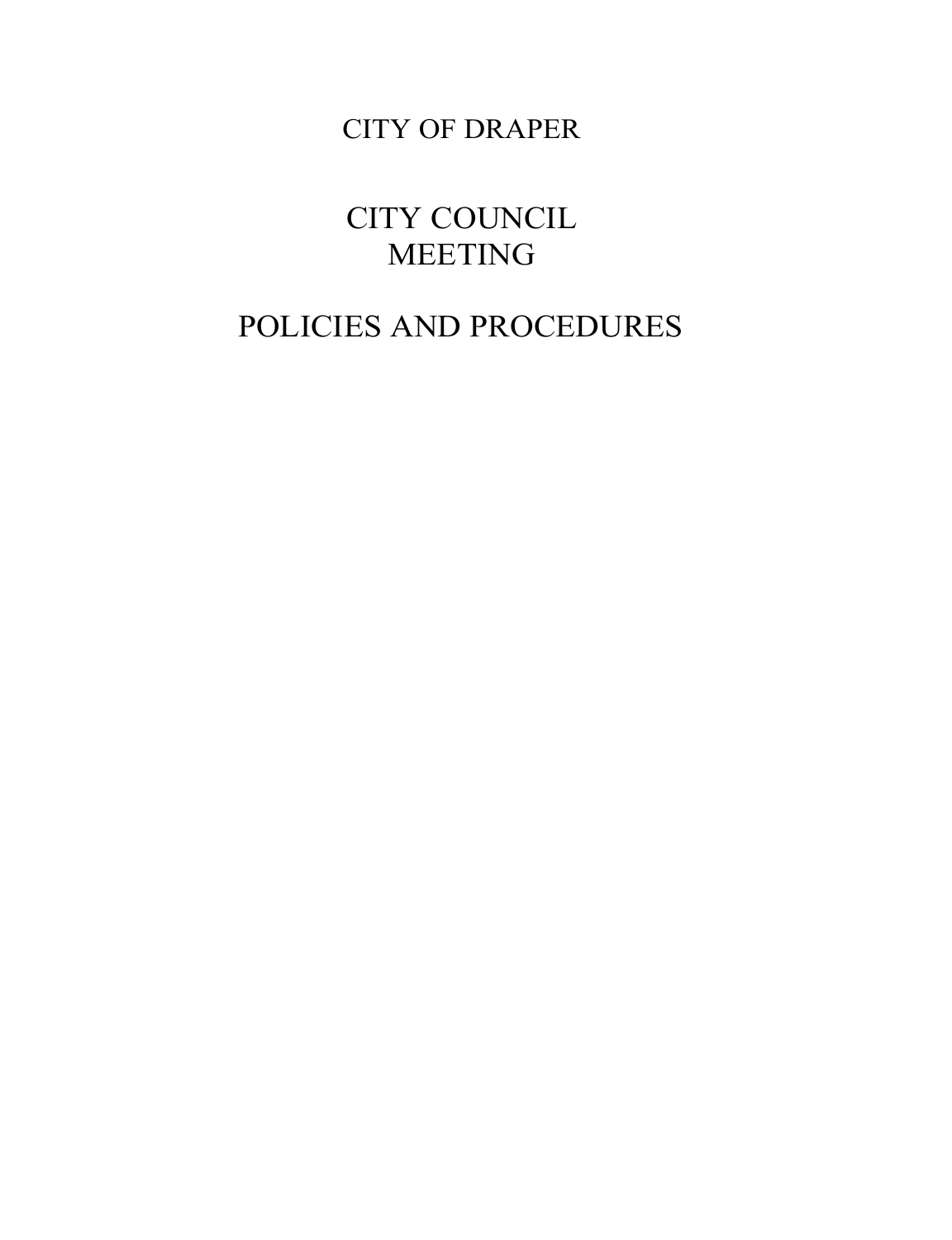# CITY OF DRAPER

# CITY COUNCIL MEETING

# POLICIES AND PROCEDURES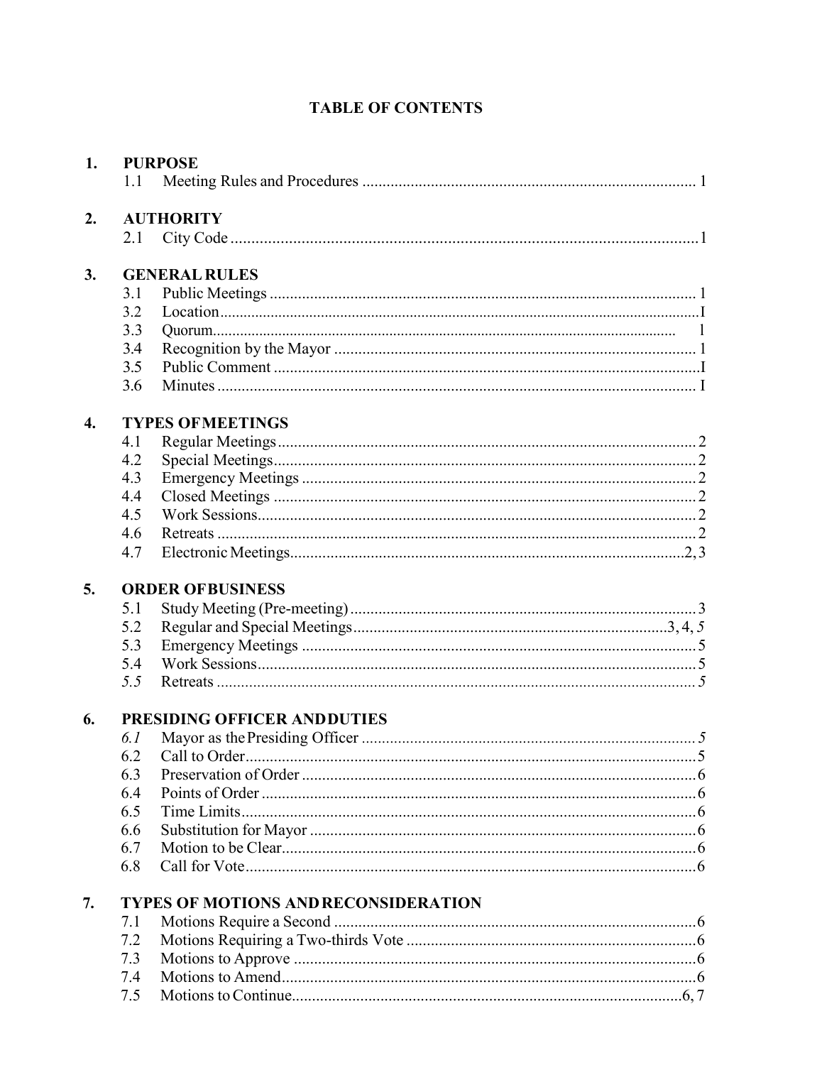# TABLE OF CONTENTS

**1. PURPOSE**
- 1.1 Meeting Rules and Procedures .......... 1

**2. AUTHORITY**
- 2.1 City Code .......... 1

**3. GENERAL RULES**
- 3.1 Public Meetings .......... 1
- 3.2 Location .......... I
- 3.3 Quorum .......... 1
- 3.4 Recognition by the Mayor .......... 1
- 3.5 Public Comment .......... I
- 3.6 Minutes .......... I

**4. TYPES OF MEETINGS**
- 4.1 Regular Meetings .......... 2
- 4.2 Special Meetings .......... 2
- 4.3 Emergency Meetings .......... 2
- 4.4 Closed Meetings .......... 2
- 4.5 Work Sessions .......... 2
- 4.6 Retreats .......... 2
- 4.7 Electronic Meetings .......... 2, 3

**5. ORDER OF BUSINESS**
- 5.1 Study Meeting (Pre-meeting) .......... 3
- 5.2 Regular and Special Meetings .......... 3, 4, *5*
- 5.3 Emergency Meetings .......... 5
- 5.4 Work Sessions .......... 5
- *5.5* Retreats .......... *5*

**6. PRESIDING OFFICER AND DUTIES**
- *6.1* Mayor as the Presiding Officer .......... *5*
- 6.2 Call to Order .......... 5
- 6.3 Preservation of Order .......... 6
- 6.4 Points of Order .......... 6
- 6.5 Time Limits .......... 6
- 6.6 Substitution for Mayor .......... 6
- 6.7 Motion to be Clear .......... 6
- 6.8 Call for Vote .......... 6

**7. TYPES OF MOTIONS AND RECONSIDERATION**
- 7.1 Motions Require a Second .......... 6
- 7.2 Motions Requiring a Two-thirds Vote .......... 6
- 7.3 Motions to Approve .......... 6
- 7.4 Motions to Amend .......... 6
- 7.5 Motions to Continue .......... 6, 7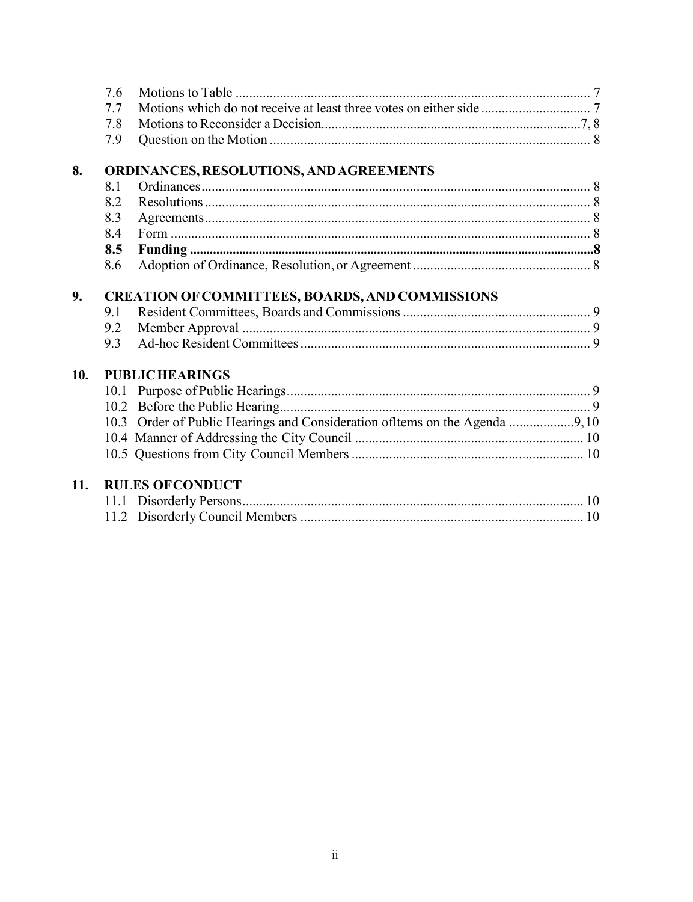7.6 Motions to Table ........................................................................................................ 7
7.7 Motions which do not receive at least three votes on either side ................................ 7
7.8 Motions to Reconsider a Decision...........................................................................7, 8
7.9 Question on the Motion ............................................................................................. 8

**8. ORDINANCES, RESOLUTIONS, AND AGREEMENTS**

8.1 Ordinances................................................................................................................. 8
8.2 Resolutions ................................................................................................................ 8
8.3 Agreements................................................................................................................ 8
8.4 Form .......................................................................................................................... 8
**8.5 Funding .........................................................................................................................8**
8.6 Adoption of Ordinance, Resolution, or Agreement .................................................... 8

**9. CREATION OF COMMITTEES, BOARDS, AND COMMISSIONS**

9.1 Resident Committees, Boards and Commissions ....................................................... 9
9.2 Member Approval ...................................................................................................... 9
9.3 Ad-hoc Resident Committees .................................................................................... 9

**10. PUBLIC HEARINGS**

10.1 Purpose of Public Hearings........................................................................................ 9
10.2 Before the Public Hearing.......................................................................................... 9
10.3 Order of Public Hearings and Consideration ofItems on the Agenda ...................9, 10
10.4 Manner of Addressing the City Council ................................................................... 10
10.5 Questions from City Council Members .................................................................... 10

**11. RULES OF CONDUCT**

11.1 Disorderly Persons.................................................................................................... 10
11.2 Disorderly Council Members ................................................................................... 10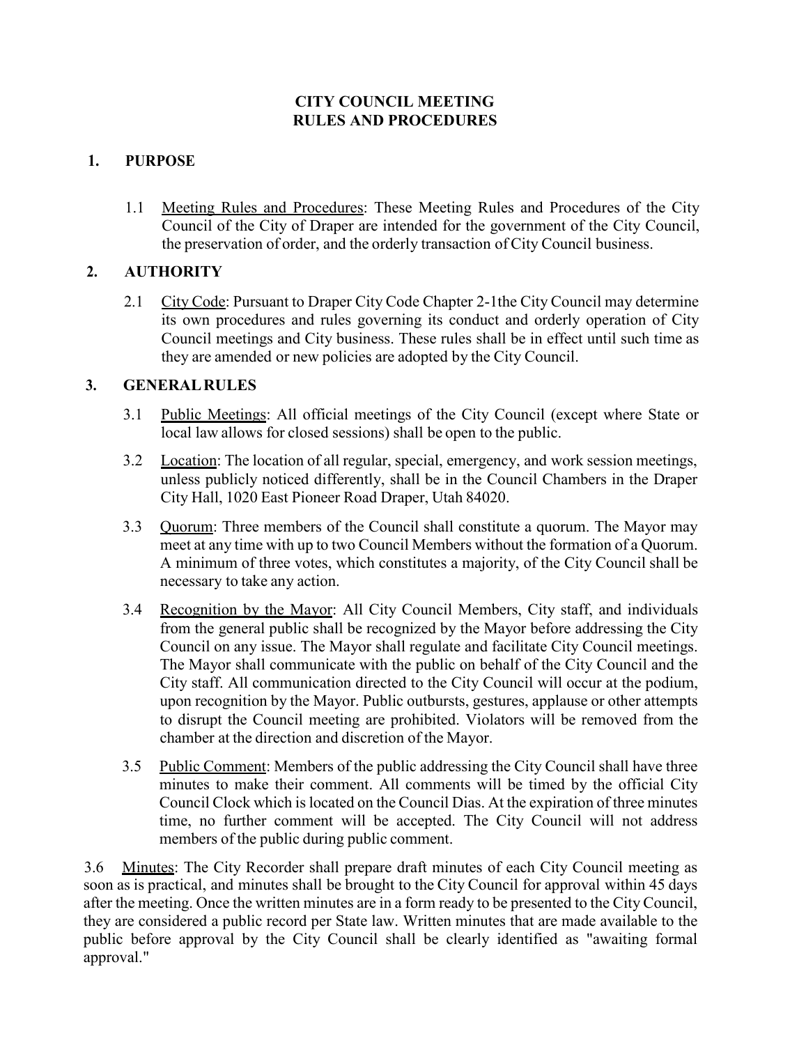# CITY COUNCIL MEETING
# RULES AND PROCEDURES

## 1. PURPOSE

1.1 Meeting Rules and Procedures: These Meeting Rules and Procedures of the City Council of the City of Draper are intended for the government of the City Council, the preservation of order, and the orderly transaction of City Council business.

## 2. AUTHORITY

2.1 City Code: Pursuant to Draper City Code Chapter 2-1the City Council may determine its own procedures and rules governing its conduct and orderly operation of City Council meetings and City business. These rules shall be in effect until such time as they are amended or new policies are adopted by the City Council.

## 3. GENERAL RULES

3.1 Public Meetings: All official meetings of the City Council (except where State or local law allows for closed sessions) shall be open to the public.

3.2 Location: The location of all regular, special, emergency, and work session meetings, unless publicly noticed differently, shall be in the Council Chambers in the Draper City Hall, 1020 East Pioneer Road Draper, Utah 84020.

3.3 Quorum: Three members of the Council shall constitute a quorum. The Mayor may meet at any time with up to two Council Members without the formation of a Quorum. A minimum of three votes, which constitutes a majority, of the City Council shall be necessary to take any action.

3.4 Recognition by the Mayor: All City Council Members, City staff, and individuals from the general public shall be recognized by the Mayor before addressing the City Council on any issue. The Mayor shall regulate and facilitate City Council meetings. The Mayor shall communicate with the public on behalf of the City Council and the City staff. All communication directed to the City Council will occur at the podium, upon recognition by the Mayor. Public outbursts, gestures, applause or other attempts to disrupt the Council meeting are prohibited. Violators will be removed from the chamber at the direction and discretion of the Mayor.

3.5 Public Comment: Members of the public addressing the City Council shall have three minutes to make their comment. All comments will be timed by the official City Council Clock which is located on the Council Dias. At the expiration of three minutes time, no further comment will be accepted. The City Council will not address members of the public during public comment.

3.6 Minutes: The City Recorder shall prepare draft minutes of each City Council meeting as soon as is practical, and minutes shall be brought to the City Council for approval within 45 days after the meeting. Once the written minutes are in a form ready to be presented to the City Council, they are considered a public record per State law. Written minutes that are made available to the public before approval by the City Council shall be clearly identified as "awaiting formal approval."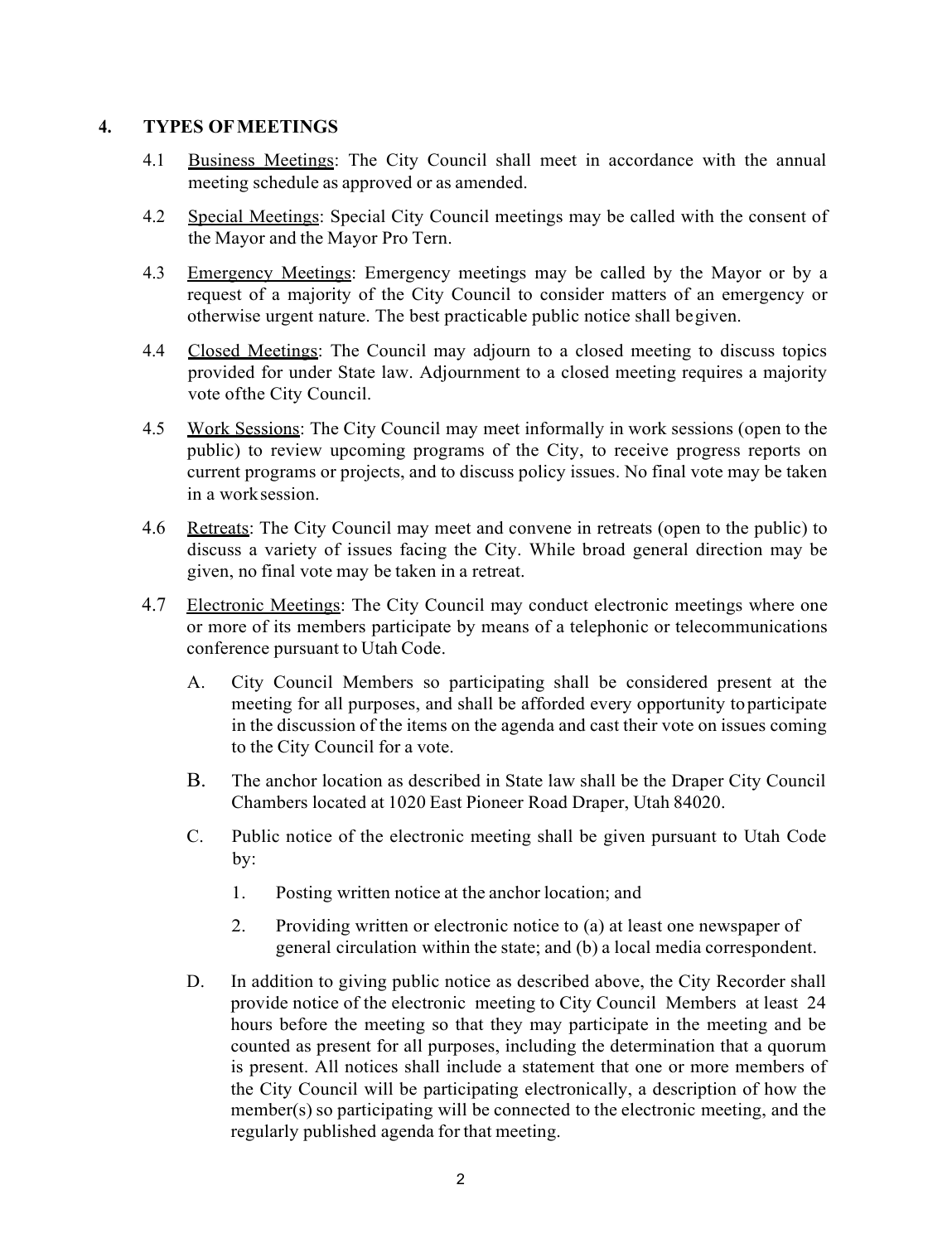## 4. TYPES OF MEETINGS

4.1 Business Meetings: The City Council shall meet in accordance with the annual meeting schedule as approved or as amended.

4.2 Special Meetings: Special City Council meetings may be called with the consent of the Mayor and the Mayor Pro Tern.

4.3 Emergency Meetings: Emergency meetings may be called by the Mayor or by a request of a majority of the City Council to consider matters of an emergency or otherwise urgent nature. The best practicable public notice shall be given.

4.4 Closed Meetings: The Council may adjourn to a closed meeting to discuss topics provided for under State law. Adjournment to a closed meeting requires a majority vote of the City Council.

4.5 Work Sessions: The City Council may meet informally in work sessions (open to the public) to review upcoming programs of the City, to receive progress reports on current programs or projects, and to discuss policy issues. No final vote may be taken in a work session.

4.6 Retreats: The City Council may meet and convene in retreats (open to the public) to discuss a variety of issues facing the City. While broad general direction may be given, no final vote may be taken in a retreat.

4.7 Electronic Meetings: The City Council may conduct electronic meetings where one or more of its members participate by means of a telephonic or telecommunications conference pursuant to Utah Code.

A. City Council Members so participating shall be considered present at the meeting for all purposes, and shall be afforded every opportunity to participate in the discussion of the items on the agenda and cast their vote on issues coming to the City Council for a vote.

B. The anchor location as described in State law shall be the Draper City Council Chambers located at 1020 East Pioneer Road Draper, Utah 84020.

C. Public notice of the electronic meeting shall be given pursuant to Utah Code by:

1. Posting written notice at the anchor location; and

2. Providing written or electronic notice to (a) at least one newspaper of general circulation within the state; and (b) a local media correspondent.

D. In addition to giving public notice as described above, the City Recorder shall provide notice of the electronic meeting to City Council Members at least 24 hours before the meeting so that they may participate in the meeting and be counted as present for all purposes, including the determination that a quorum is present. All notices shall include a statement that one or more members of the City Council will be participating electronically, a description of how the member(s) so participating will be connected to the electronic meeting, and the regularly published agenda for that meeting.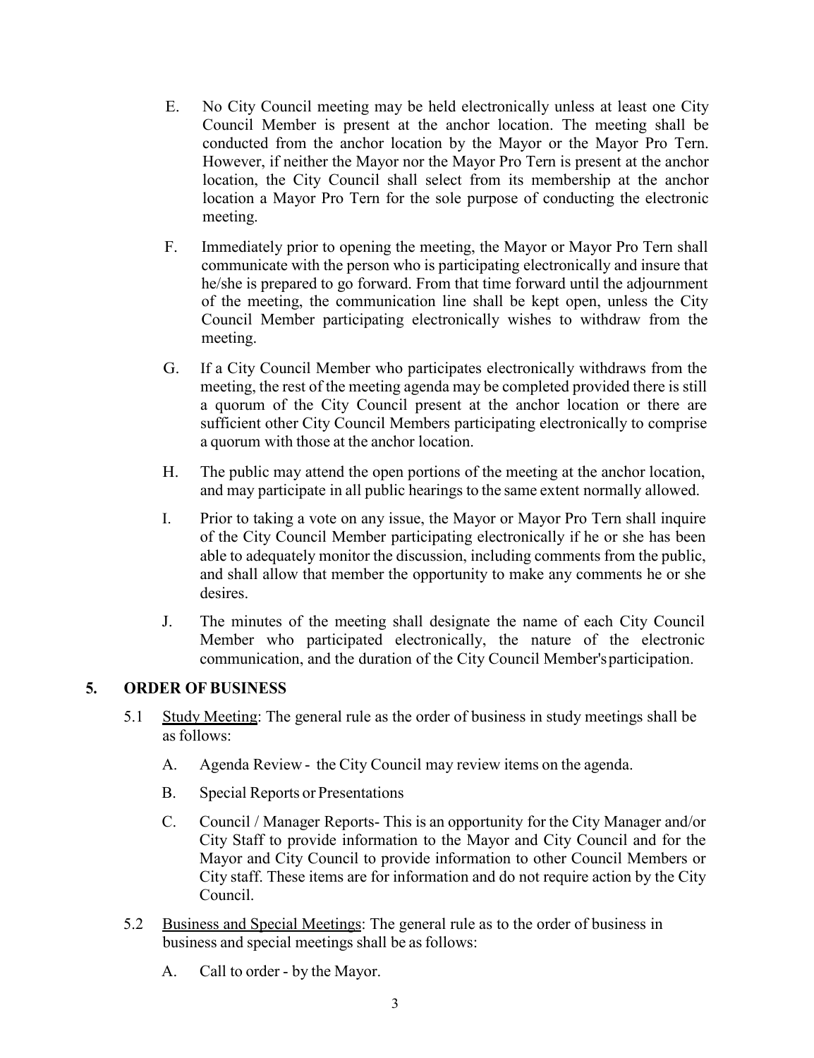E. No City Council meeting may be held electronically unless at least one City Council Member is present at the anchor location. The meeting shall be conducted from the anchor location by the Mayor or the Mayor Pro Tern. However, if neither the Mayor nor the Mayor Pro Tern is present at the anchor location, the City Council shall select from its membership at the anchor location a Mayor Pro Tern for the sole purpose of conducting the electronic meeting.

F. Immediately prior to opening the meeting, the Mayor or Mayor Pro Tern shall communicate with the person who is participating electronically and insure that he/she is prepared to go forward. From that time forward until the adjournment of the meeting, the communication line shall be kept open, unless the City Council Member participating electronically wishes to withdraw from the meeting.

G. If a City Council Member who participates electronically withdraws from the meeting, the rest of the meeting agenda may be completed provided there is still a quorum of the City Council present at the anchor location or there are sufficient other City Council Members participating electronically to comprise a quorum with those at the anchor location.

H. The public may attend the open portions of the meeting at the anchor location, and may participate in all public hearings to the same extent normally allowed.

I. Prior to taking a vote on any issue, the Mayor or Mayor Pro Tern shall inquire of the City Council Member participating electronically if he or she has been able to adequately monitor the discussion, including comments from the public, and shall allow that member the opportunity to make any comments he or she desires.

J. The minutes of the meeting shall designate the name of each City Council Member who participated electronically, the nature of the electronic communication, and the duration of the City Council Member's participation.

## 5. ORDER OF BUSINESS

5.1 <u>Study Meeting</u>: The general rule as the order of business in study meetings shall be as follows:

A. Agenda Review - the City Council may review items on the agenda.

B. Special Reports or Presentations

C. Council / Manager Reports- This is an opportunity for the City Manager and/or City Staff to provide information to the Mayor and City Council and for the Mayor and City Council to provide information to other Council Members or City staff. These items are for information and do not require action by the City Council.

5.2 <u>Business and Special Meetings</u>: The general rule as to the order of business in business and special meetings shall be as follows:

A. Call to order - by the Mayor.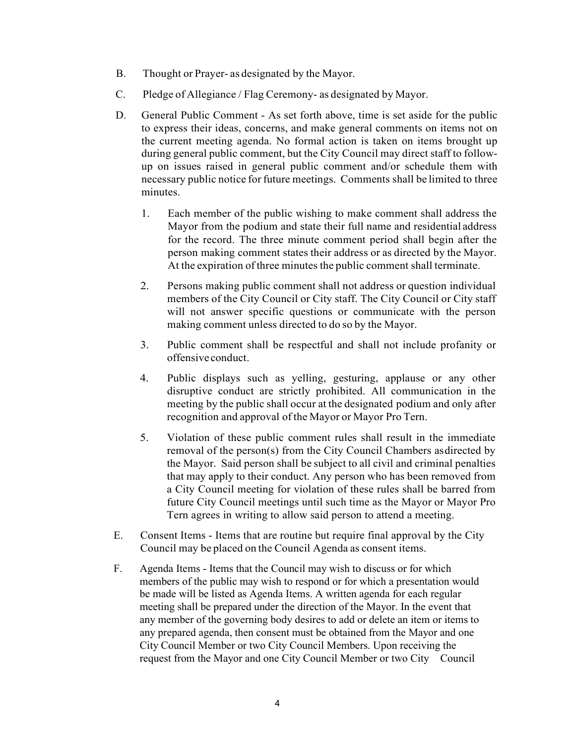B. Thought or Prayer- as designated by the Mayor.

C. Pledge of Allegiance / Flag Ceremony- as designated by Mayor.

D. General Public Comment - As set forth above, time is set aside for the public to express their ideas, concerns, and make general comments on items not on the current meeting agenda. No formal action is taken on items brought up during general public comment, but the City Council may direct staff to follow-up on issues raised in general public comment and/or schedule them with necessary public notice for future meetings. Comments shall be limited to three minutes.

   1. Each member of the public wishing to make comment shall address the Mayor from the podium and state their full name and residential address for the record. The three minute comment period shall begin after the person making comment states their address or as directed by the Mayor. At the expiration of three minutes the public comment shall terminate.

   2. Persons making public comment shall not address or question individual members of the City Council or City staff. The City Council or City staff will not answer specific questions or communicate with the person making comment unless directed to do so by the Mayor.

   3. Public comment shall be respectful and shall not include profanity or offensive conduct.

   4. Public displays such as yelling, gesturing, applause or any other disruptive conduct are strictly prohibited. All communication in the meeting by the public shall occur at the designated podium and only after recognition and approval of the Mayor or Mayor Pro Tern.

   5. Violation of these public comment rules shall result in the immediate removal of the person(s) from the City Council Chambers as directed by the Mayor. Said person shall be subject to all civil and criminal penalties that may apply to their conduct. Any person who has been removed from a City Council meeting for violation of these rules shall be barred from future City Council meetings until such time as the Mayor or Mayor Pro Tern agrees in writing to allow said person to attend a meeting.

E. Consent Items - Items that are routine but require final approval by the City Council may be placed on the Council Agenda as consent items.

F. Agenda Items - Items that the Council may wish to discuss or for which members of the public may wish to respond or for which a presentation would be made will be listed as Agenda Items. A written agenda for each regular meeting shall be prepared under the direction of the Mayor. In the event that any member of the governing body desires to add or delete an item or items to any prepared agenda, then consent must be obtained from the Mayor and one City Council Member or two City Council Members. Upon receiving the request from the Mayor and one City Council Member or two City Council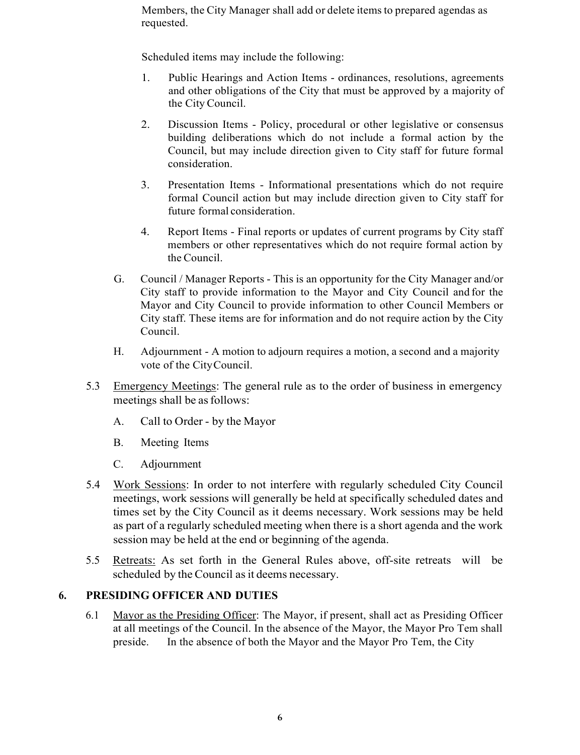Members, the City Manager shall add or delete items to prepared agendas as requested.

Scheduled items may include the following:

1. Public Hearings and Action Items - ordinances, resolutions, agreements and other obligations of the City that must be approved by a majority of the City Council.

2. Discussion Items - Policy, procedural or other legislative or consensus building deliberations which do not include a formal action by the Council, but may include direction given to City staff for future formal consideration.

3. Presentation Items - Informational presentations which do not require formal Council action but may include direction given to City staff for future formal consideration.

4. Report Items - Final reports or updates of current programs by City staff members or other representatives which do not require formal action by the Council.

G. Council / Manager Reports - This is an opportunity for the City Manager and/or City staff to provide information to the Mayor and City Council and for the Mayor and City Council to provide information to other Council Members or City staff. These items are for information and do not require action by the City Council.

H. Adjournment - A motion to adjourn requires a motion, a second and a majority vote of the City Council.

5.3 Emergency Meetings: The general rule as to the order of business in emergency meetings shall be as follows:

A. Call to Order - by the Mayor

B. Meeting Items

C. Adjournment

5.4 Work Sessions: In order to not interfere with regularly scheduled City Council meetings, work sessions will generally be held at specifically scheduled dates and times set by the City Council as it deems necessary. Work sessions may be held as part of a regularly scheduled meeting when there is a short agenda and the work session may be held at the end or beginning of the agenda.

5.5 Retreats: As set forth in the General Rules above, off-site retreats will be scheduled by the Council as it deems necessary.

## 6. PRESIDING OFFICER AND DUTIES

6.1 Mayor as the Presiding Officer: The Mayor, if present, shall act as Presiding Officer at all meetings of the Council. In the absence of the Mayor, the Mayor Pro Tem shall preside. In the absence of both the Mayor and the Mayor Pro Tem, the City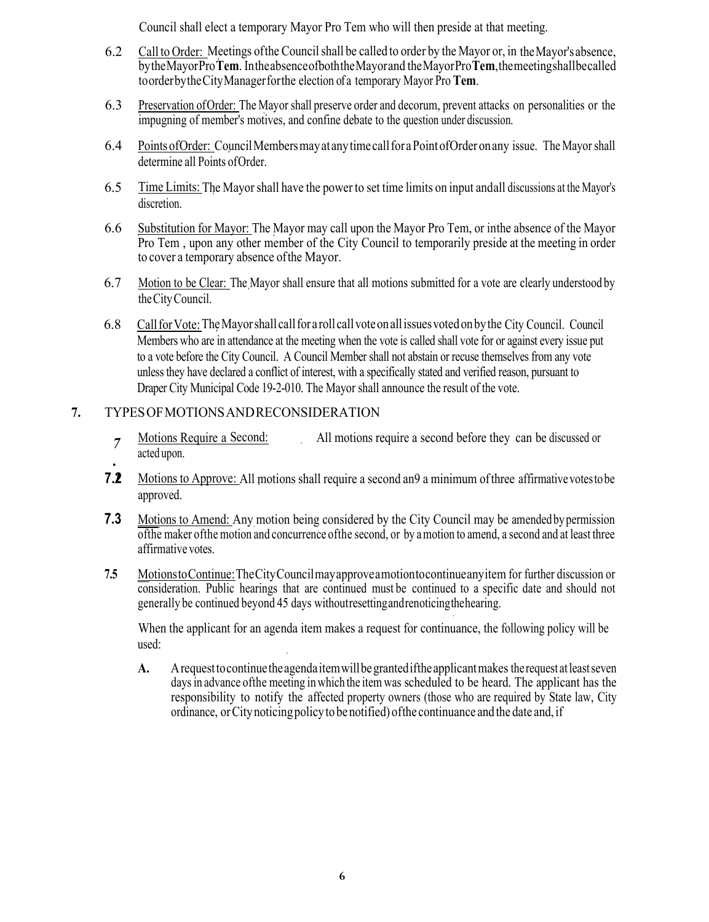Council shall elect a temporary Mayor Pro Tem who will then preside at that meeting.

6.2 Call to Order: Meetings of the Council shall be called to order by the Mayor or, in the Mayor's absence, by the Mayor Pro **Tem**. In the absence of both the Mayor and the Mayor Pro **Tem**, the meeting shall be called to order by the City Manager for the election of a temporary Mayor Pro **Tem**.

6.3 Preservation of Order: The Mayor shall preserve order and decorum, prevent attacks on personalities or the impugning of member's motives, and confine debate to the question under discussion.

6.4 Points of Order: Council Members may at any time call for a Point of Order on any issue. The Mayor shall determine all Points of Order.

6.5 Time Limits: The Mayor shall have the power to set time limits on input and all discussions at the Mayor's discretion.

6.6 Substitution for Mayor: The Mayor may call upon the Mayor Pro Tem, or in the absence of the Mayor Pro Tem , upon any other member of the City Council to temporarily preside at the meeting in order to cover a temporary absence of the Mayor.

6.7 Motion to be Clear: The Mayor shall ensure that all motions submitted for a vote are clearly understood by the City Council.

6.8 Call for Vote: The Mayor shall call for a roll call vote on all issues voted on by the City Council. Council Members who are in attendance at the meeting when the vote is called shall vote for or against every issue put to a vote before the City Council. A Council Member shall not abstain or recuse themselves from any vote unless they have declared a conflict of interest, with a specifically stated and verified reason, pursuant to Draper City Municipal Code 19-2-010. The Mayor shall announce the result of the vote.

## 7. TYPES OF MOTIONS AND RECONSIDERATION

7. Motions Require a Second: All motions require a second before they can be discussed or acted upon.

**7.2** Motions to Approve: All motions shall require a second an9 a minimum of three affirmative votes to be approved.

**7.3** Motions to Amend: Any motion being considered by the City Council may be amended by permission of the maker of the motion and concurrence of the second, or by a motion to amend, a second and at least three affirmative votes.

**7.5** Motions to Continue: The City Council may approve a motion to continue any item for further discussion or consideration. Public hearings that are continued must be continued to a specific date and should not generally be continued beyond 45 days without resetting and renoticing the hearing.

When the applicant for an agenda item makes a request for continuance, the following policy will be used:

**A.** A request to continue the agenda item will be granted if the applicant makes the request at least seven days in advance of the meeting in which the item was scheduled to be heard. The applicant has the responsibility to notify the affected property owners (those who are required by State law, City ordinance, or City noticing policy to be notified) of the continuance and the date and, if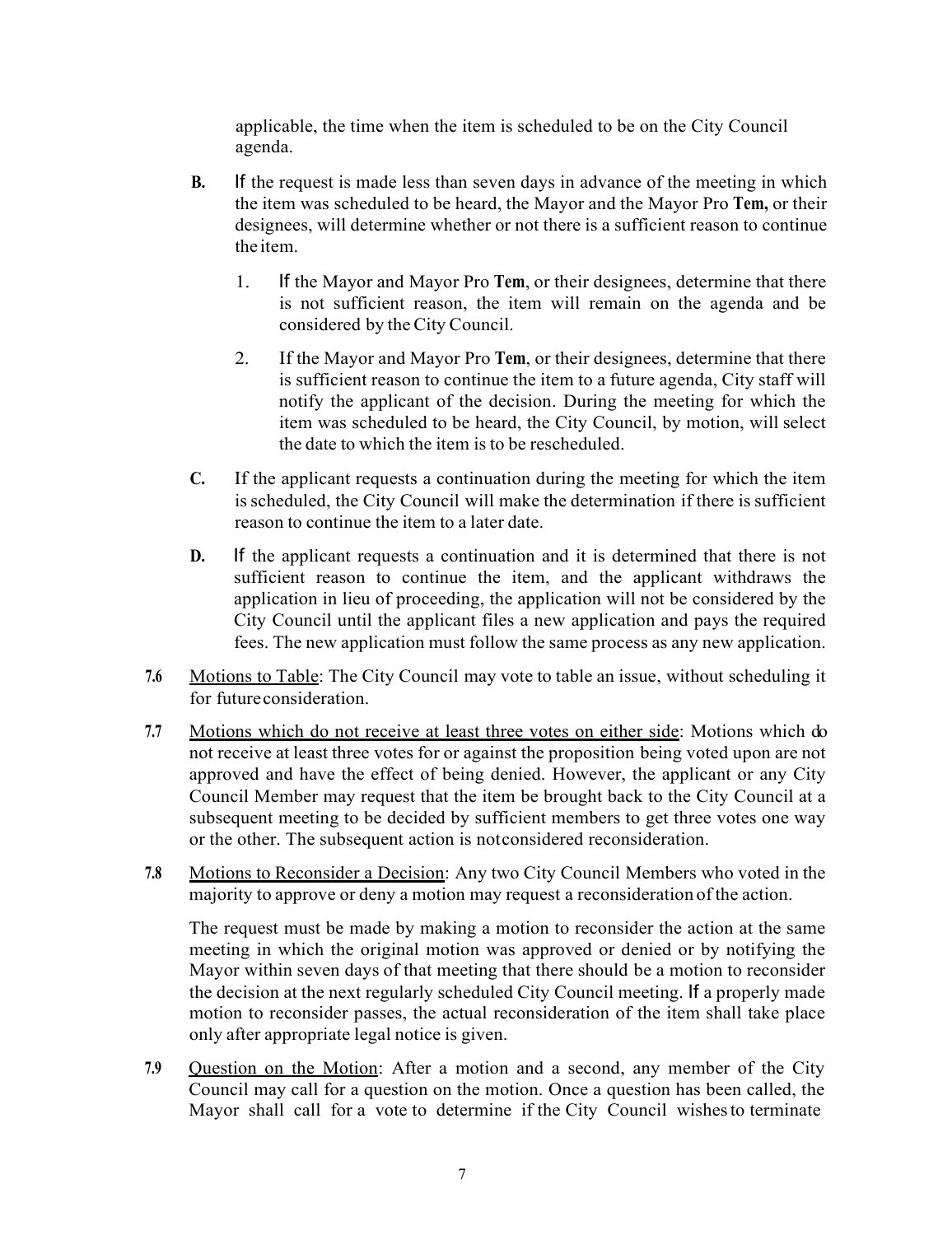applicable, the time when the item is scheduled to be on the City Council agenda.

**B.** If the request is made less than seven days in advance of the meeting in which the item was scheduled to be heard, the Mayor and the Mayor Pro **Tem,** or their designees, will determine whether or not there is a sufficient reason to continue the item.

1. If the Mayor and Mayor Pro **Tem**, or their designees, determine that there is not sufficient reason, the item will remain on the agenda and be considered by the City Council.

2. If the Mayor and Mayor Pro **Tem**, or their designees, determine that there is sufficient reason to continue the item to a future agenda, City staff will notify the applicant of the decision. During the meeting for which the item was scheduled to be heard, the City Council, by motion, will select the date to which the item is to be rescheduled.

**C.** If the applicant requests a continuation during the meeting for which the item is scheduled, the City Council will make the determination if there is sufficient reason to continue the item to a later date.

**D.** If the applicant requests a continuation and it is determined that there is not sufficient reason to continue the item, and the applicant withdraws the application in lieu of proceeding, the application will not be considered by the City Council until the applicant files a new application and pays the required fees. The new application must follow the same process as any new application.

**7.6** Motions to Table: The City Council may vote to table an issue, without scheduling it for future consideration.

**7.7** Motions which do not receive at least three votes on either side: Motions which do not receive at least three votes for or against the proposition being voted upon are not approved and have the effect of being denied. However, the applicant or any City Council Member may request that the item be brought back to the City Council at a subsequent meeting to be decided by sufficient members to get three votes one way or the other. The subsequent action is not considered reconsideration.

**7.8** Motions to Reconsider a Decision: Any two City Council Members who voted in the majority to approve or deny a motion may request a reconsideration of the action.

The request must be made by making a motion to reconsider the action at the same meeting in which the original motion was approved or denied or by notifying the Mayor within seven days of that meeting that there should be a motion to reconsider the decision at the next regularly scheduled City Council meeting. If a properly made motion to reconsider passes, the actual reconsideration of the item shall take place only after appropriate legal notice is given.

**7.9** Question on the Motion: After a motion and a second, any member of the City Council may call for a question on the motion. Once a question has been called, the Mayor shall call for a vote to determine if the City Council wishes to terminate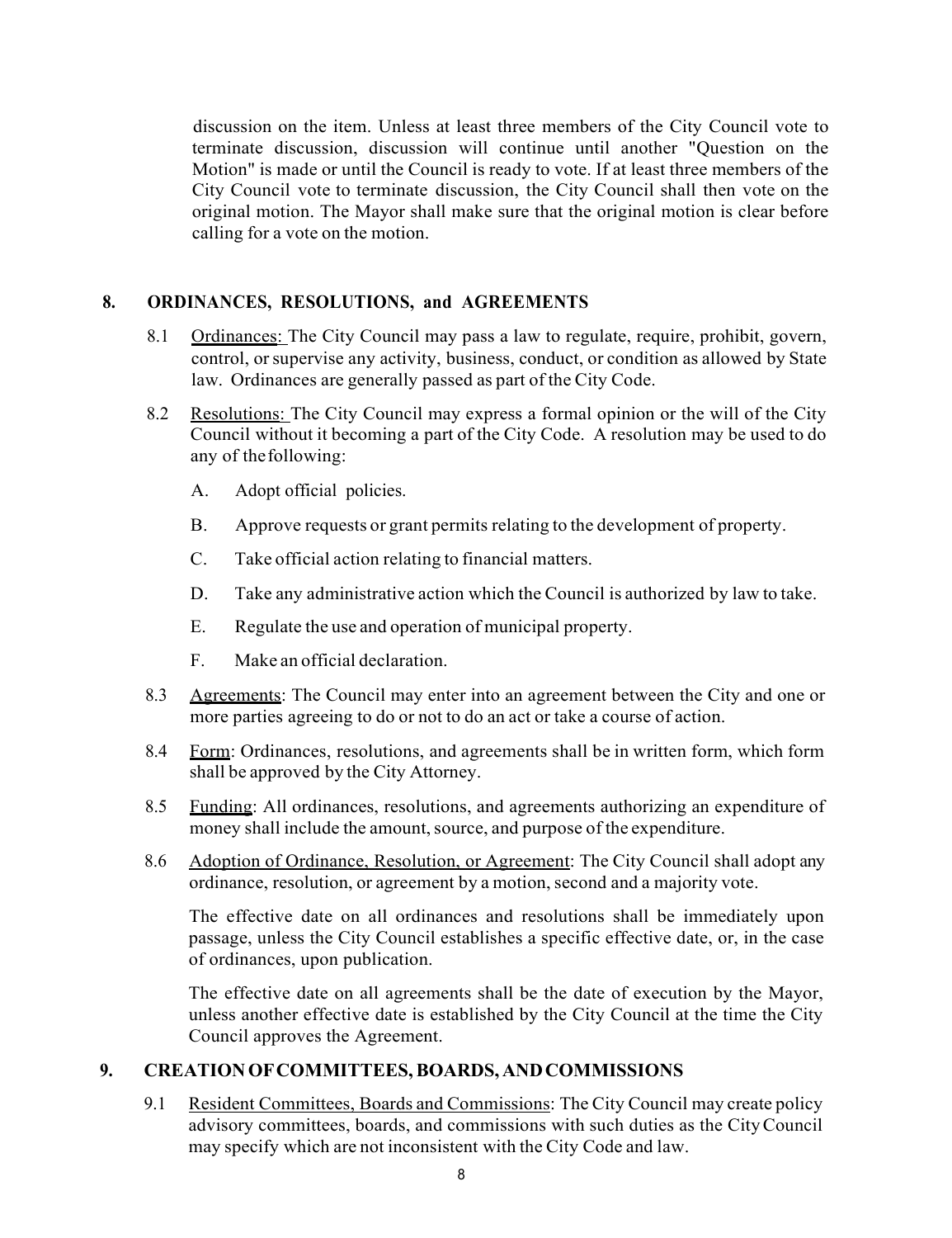discussion on the item. Unless at least three members of the City Council vote to terminate discussion, discussion will continue until another "Question on the Motion" is made or until the Council is ready to vote. If at least three members of the City Council vote to terminate discussion, the City Council shall then vote on the original motion. The Mayor shall make sure that the original motion is clear before calling for a vote on the motion.

## 8. ORDINANCES, RESOLUTIONS, and AGREEMENTS

8.1 Ordinances: The City Council may pass a law to regulate, require, prohibit, govern, control, or supervise any activity, business, conduct, or condition as allowed by State law. Ordinances are generally passed as part of the City Code.

8.2 Resolutions: The City Council may express a formal opinion or the will of the City Council without it becoming a part of the City Code. A resolution may be used to do any of the following:

A. Adopt official policies.

B. Approve requests or grant permits relating to the development of property.

C. Take official action relating to financial matters.

D. Take any administrative action which the Council is authorized by law to take.

E. Regulate the use and operation of municipal property.

F. Make an official declaration.

8.3 Agreements: The Council may enter into an agreement between the City and one or more parties agreeing to do or not to do an act or take a course of action.

8.4 Form: Ordinances, resolutions, and agreements shall be in written form, which form shall be approved by the City Attorney.

8.5 Funding: All ordinances, resolutions, and agreements authorizing an expenditure of money shall include the amount, source, and purpose of the expenditure.

8.6 Adoption of Ordinance, Resolution, or Agreement: The City Council shall adopt any ordinance, resolution, or agreement by a motion, second and a majority vote.

The effective date on all ordinances and resolutions shall be immediately upon passage, unless the City Council establishes a specific effective date, or, in the case of ordinances, upon publication.

The effective date on all agreements shall be the date of execution by the Mayor, unless another effective date is established by the City Council at the time the City Council approves the Agreement.

## 9. CREATION OF COMMITTEES, BOARDS, AND COMMISSIONS

9.1 Resident Committees, Boards and Commissions: The City Council may create policy advisory committees, boards, and commissions with such duties as the City Council may specify which are not inconsistent with the City Code and law.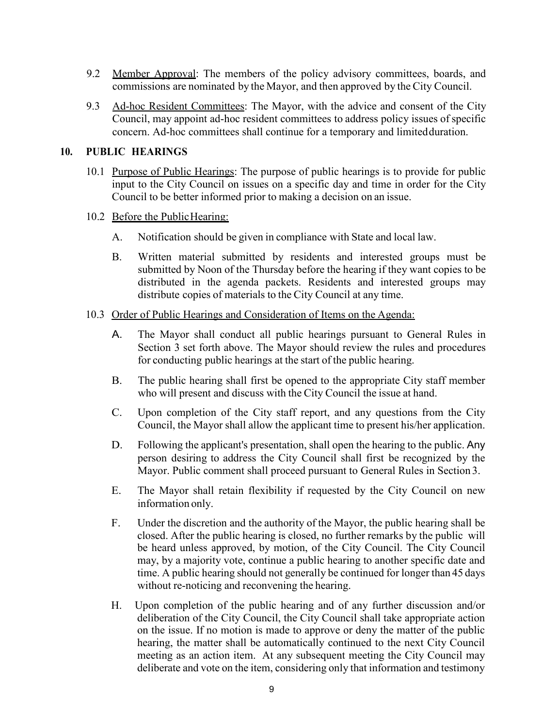9.2 Member Approval: The members of the policy advisory committees, boards, and commissions are nominated by the Mayor, and then approved by the City Council.

9.3 Ad-hoc Resident Committees: The Mayor, with the advice and consent of the City Council, may appoint ad-hoc resident committees to address policy issues of specific concern. Ad-hoc committees shall continue for a temporary and limited duration.

## 10. PUBLIC HEARINGS

10.1 Purpose of Public Hearings: The purpose of public hearings is to provide for public input to the City Council on issues on a specific day and time in order for the City Council to be better informed prior to making a decision on an issue.

10.2 Before the Public Hearing:

A. Notification should be given in compliance with State and local law.

B. Written material submitted by residents and interested groups must be submitted by Noon of the Thursday before the hearing if they want copies to be distributed in the agenda packets. Residents and interested groups may distribute copies of materials to the City Council at any time.

10.3 Order of Public Hearings and Consideration of Items on the Agenda:

A. The Mayor shall conduct all public hearings pursuant to General Rules in Section 3 set forth above. The Mayor should review the rules and procedures for conducting public hearings at the start of the public hearing.

B. The public hearing shall first be opened to the appropriate City staff member who will present and discuss with the City Council the issue at hand.

C. Upon completion of the City staff report, and any questions from the City Council, the Mayor shall allow the applicant time to present his/her application.

D. Following the applicant's presentation, shall open the hearing to the public. Any person desiring to address the City Council shall first be recognized by the Mayor. Public comment shall proceed pursuant to General Rules in Section 3.

E. The Mayor shall retain flexibility if requested by the City Council on new information only.

F. Under the discretion and the authority of the Mayor, the public hearing shall be closed. After the public hearing is closed, no further remarks by the public will be heard unless approved, by motion, of the City Council. The City Council may, by a majority vote, continue a public hearing to another specific date and time. A public hearing should not generally be continued for longer than 45 days without re-noticing and reconvening the hearing.

H. Upon completion of the public hearing and of any further discussion and/or deliberation of the City Council, the City Council shall take appropriate action on the issue. If no motion is made to approve or deny the matter of the public hearing, the matter shall be automatically continued to the next City Council meeting as an action item. At any subsequent meeting the City Council may deliberate and vote on the item, considering only that information and testimony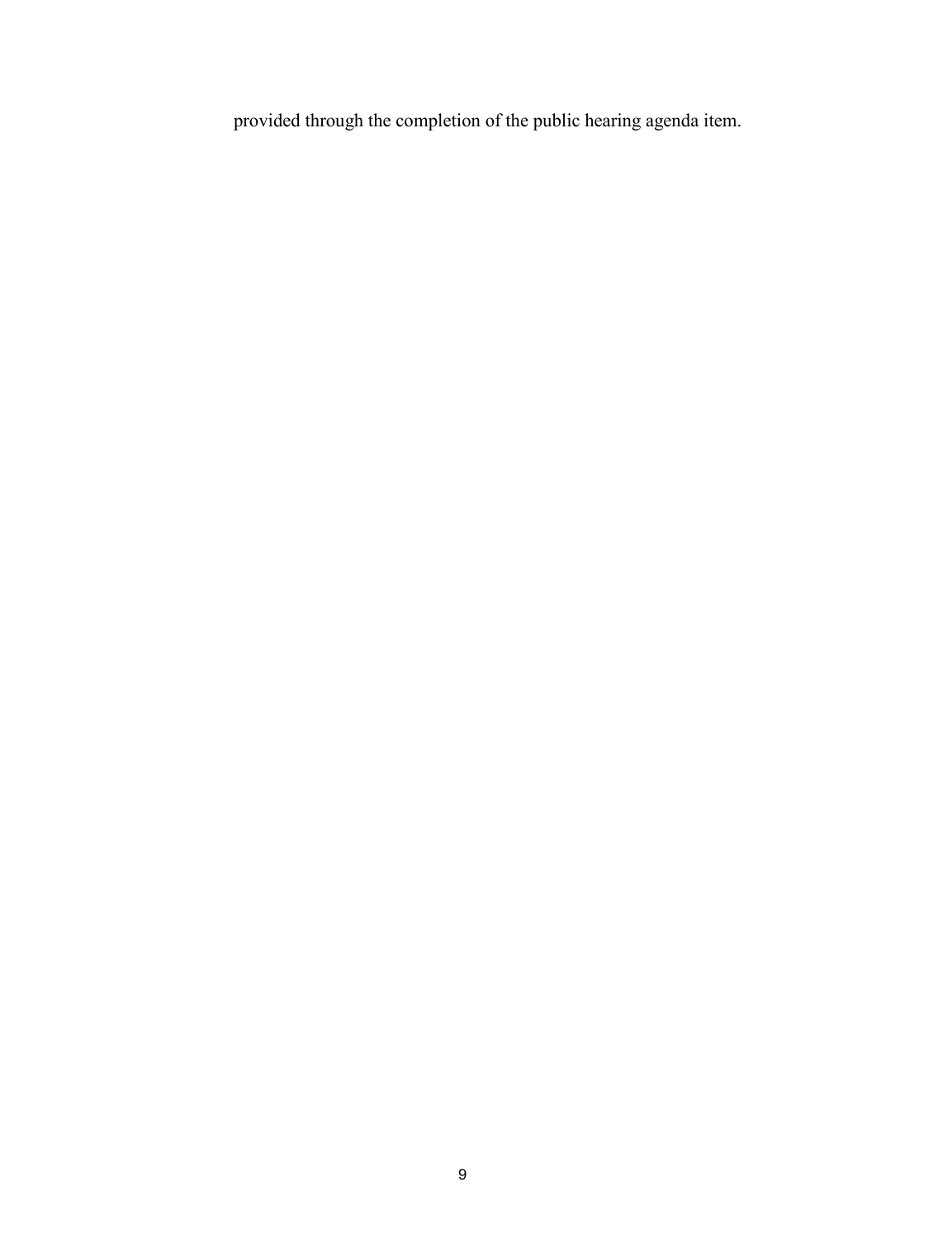provided through the completion of the public hearing agenda item.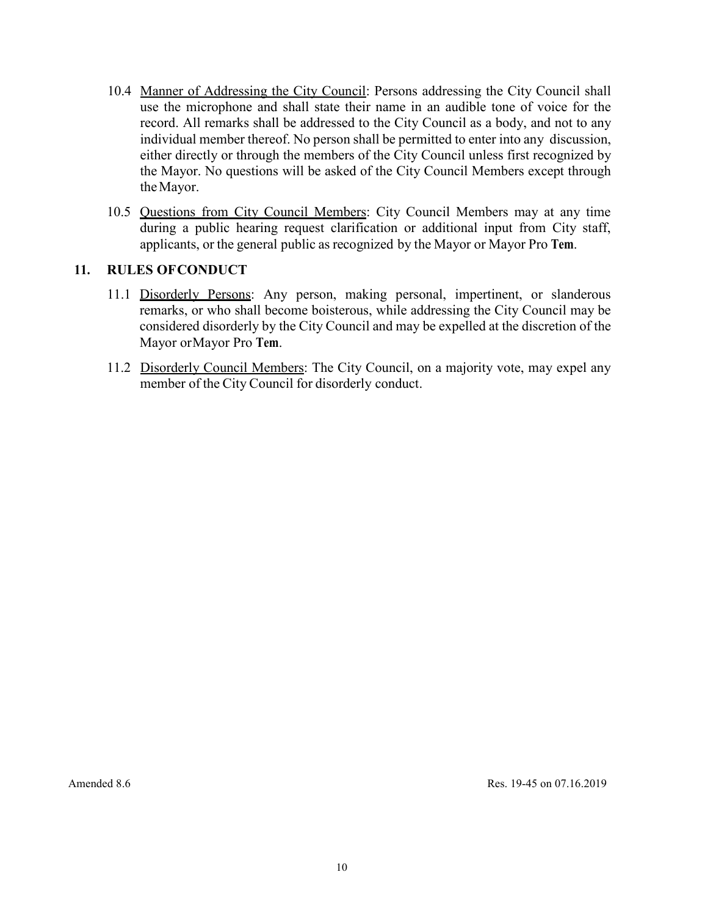10.4 Manner of Addressing the City Council: Persons addressing the City Council shall use the microphone and shall state their name in an audible tone of voice for the record. All remarks shall be addressed to the City Council as a body, and not to any individual member thereof. No person shall be permitted to enter into any discussion, either directly or through the members of the City Council unless first recognized by the Mayor. No questions will be asked of the City Council Members except through the Mayor.

10.5 Questions from City Council Members: City Council Members may at any time during a public hearing request clarification or additional input from City staff, applicants, or the general public as recognized by the Mayor or Mayor Pro **Tem**.

## 11. RULES OF CONDUCT

11.1 Disorderly Persons: Any person, making personal, impertinent, or slanderous remarks, or who shall become boisterous, while addressing the City Council may be considered disorderly by the City Council and may be expelled at the discretion of the Mayor or Mayor Pro **Tem**.

11.2 Disorderly Council Members: The City Council, on a majority vote, may expel any member of the City Council for disorderly conduct.

Amended 8.6 Res. 19-45 on 07.16.2019